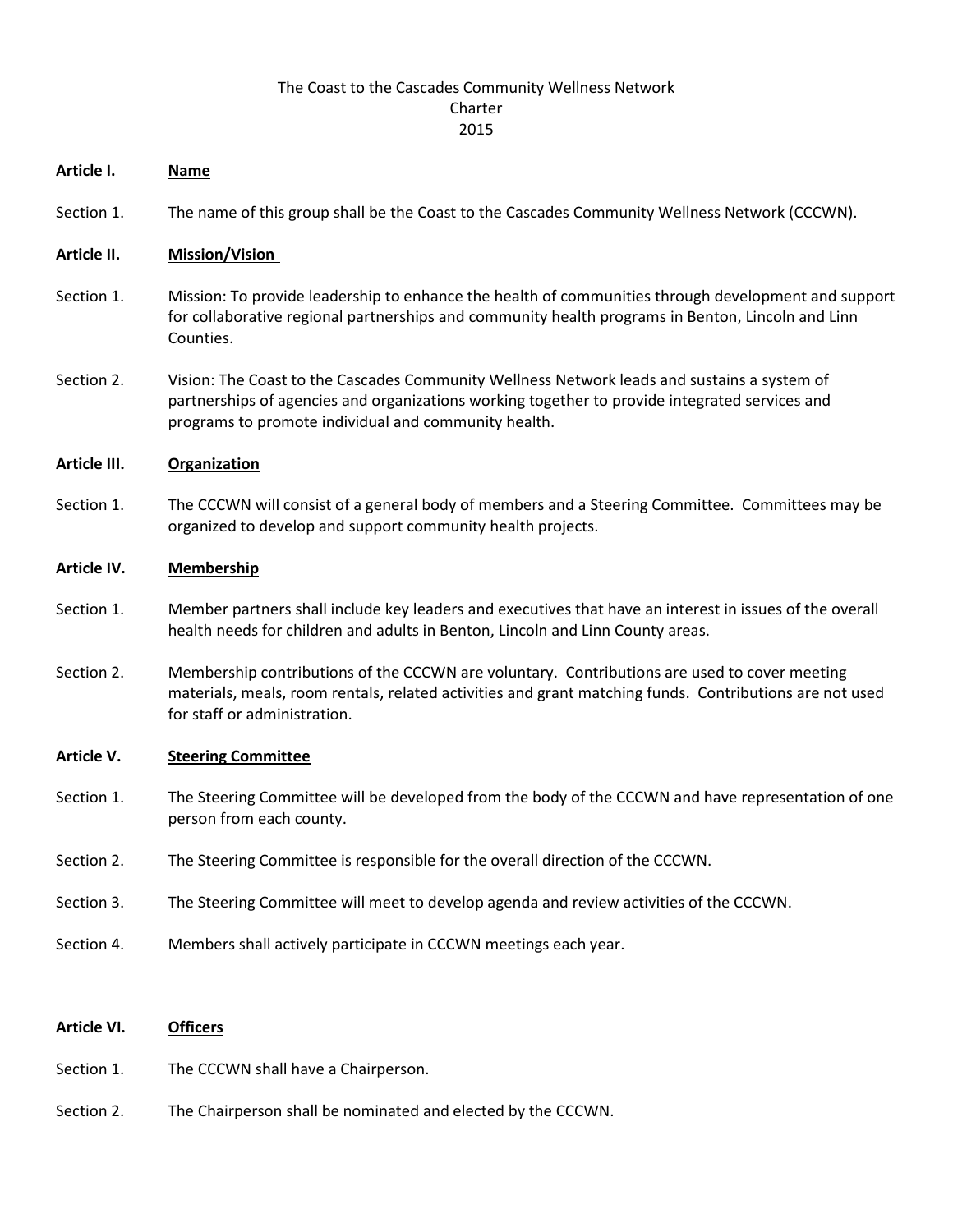# The Coast to the Cascades Community Wellness Network
# Charter
# 2015

## Article I. Name

Section 1. The name of this group shall be the Coast to the Cascades Community Wellness Network (CCCWN).

## Article II. Mission/Vision

Section 1. Mission: To provide leadership to enhance the health of communities through development and support for collaborative regional partnerships and community health programs in Benton, Lincoln and Linn Counties.

Section 2. Vision: The Coast to the Cascades Community Wellness Network leads and sustains a system of partnerships of agencies and organizations working together to provide integrated services and programs to promote individual and community health.

## Article III. Organization

Section 1. The CCCWN will consist of a general body of members and a Steering Committee. Committees may be organized to develop and support community health projects.

## Article IV. Membership

Section 1. Member partners shall include key leaders and executives that have an interest in issues of the overall health needs for children and adults in Benton, Lincoln and Linn County areas.

Section 2. Membership contributions of the CCCWN are voluntary. Contributions are used to cover meeting materials, meals, room rentals, related activities and grant matching funds. Contributions are not used for staff or administration.

## Article V. Steering Committee

Section 1. The Steering Committee will be developed from the body of the CCCWN and have representation of one person from each county.

Section 2. The Steering Committee is responsible for the overall direction of the CCCWN.

Section 3. The Steering Committee will meet to develop agenda and review activities of the CCCWN.

Section 4. Members shall actively participate in CCCWN meetings each year.

## Article VI. Officers

Section 1. The CCCWN shall have a Chairperson.

Section 2. The Chairperson shall be nominated and elected by the CCCWN.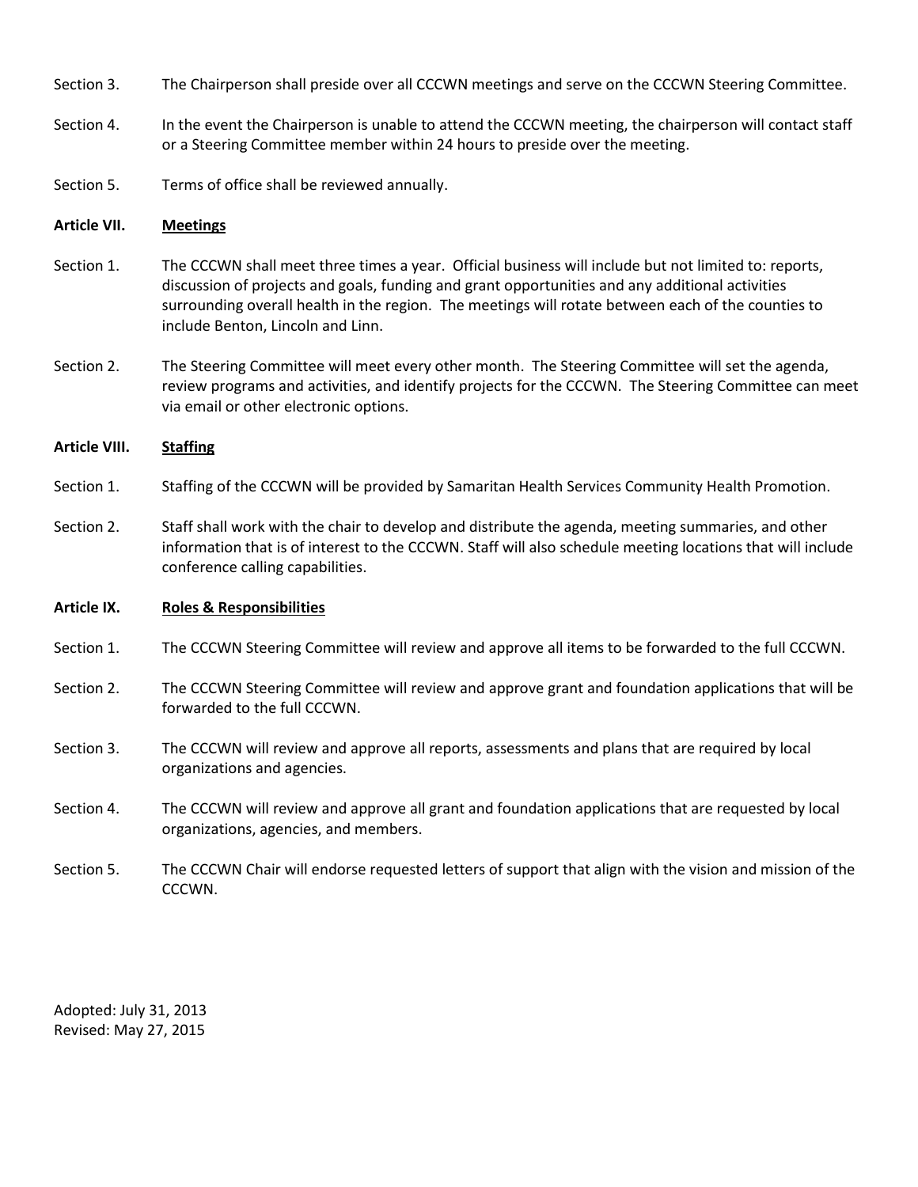Section 3. The Chairperson shall preside over all CCCWN meetings and serve on the CCCWN Steering Committee.

Section 4. In the event the Chairperson is unable to attend the CCCWN meeting, the chairperson will contact staff or a Steering Committee member within 24 hours to preside over the meeting.

Section 5. Terms of office shall be reviewed annually.

## **Article VII. Meetings**

Section 1. The CCCWN shall meet three times a year. Official business will include but not limited to: reports, discussion of projects and goals, funding and grant opportunities and any additional activities surrounding overall health in the region. The meetings will rotate between each of the counties to include Benton, Lincoln and Linn.

Section 2. The Steering Committee will meet every other month. The Steering Committee will set the agenda, review programs and activities, and identify projects for the CCCWN. The Steering Committee can meet via email or other electronic options.

## **Article VIII. Staffing**

Section 1. Staffing of the CCCWN will be provided by Samaritan Health Services Community Health Promotion.

Section 2. Staff shall work with the chair to develop and distribute the agenda, meeting summaries, and other information that is of interest to the CCCWN. Staff will also schedule meeting locations that will include conference calling capabilities.

## **Article IX. Roles & Responsibilities**

Section 1. The CCCWN Steering Committee will review and approve all items to be forwarded to the full CCCWN.

Section 2. The CCCWN Steering Committee will review and approve grant and foundation applications that will be forwarded to the full CCCWN.

Section 3. The CCCWN will review and approve all reports, assessments and plans that are required by local organizations and agencies.

Section 4. The CCCWN will review and approve all grant and foundation applications that are requested by local organizations, agencies, and members.

Section 5. The CCCWN Chair will endorse requested letters of support that align with the vision and mission of the CCCWN.

Adopted: July 31, 2013
Revised: May 27, 2015